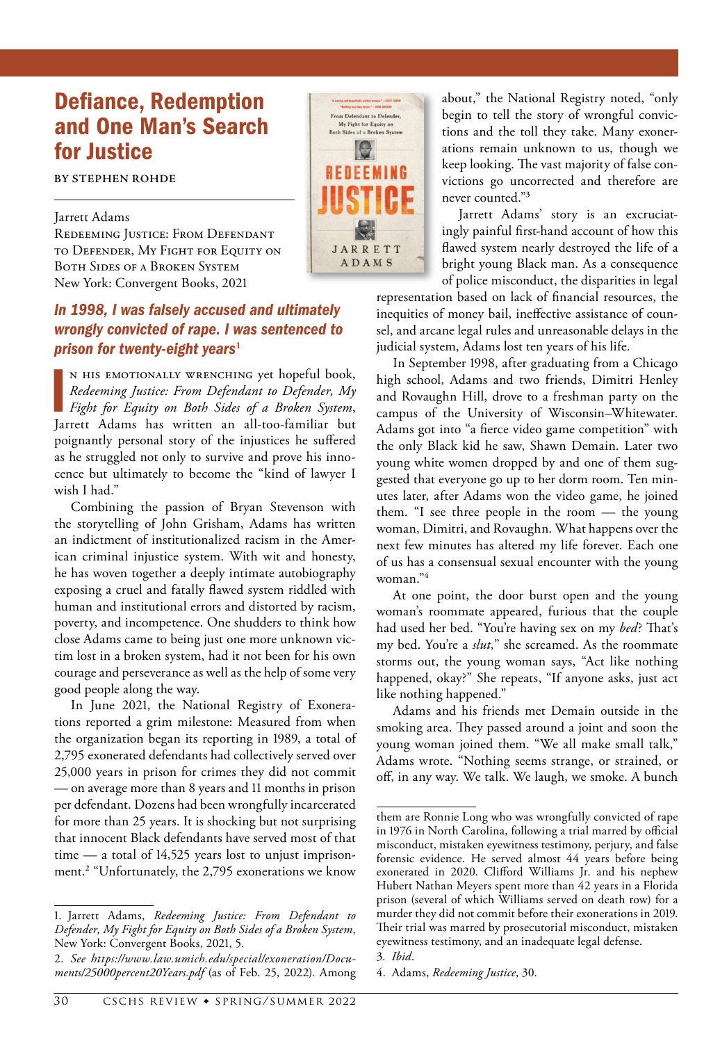# Defiance, Redemption and One Man's Search for Justice

BY STEPHEN ROHDE

Jarrett Adams
Redeeming Justice: From Defendant to Defender, My Fight for Equity on Both Sides of a Broken System
New York: Convergent Books, 2021

***In 1998, I was falsely accused and ultimately wrongly convicted of rape. I was sentenced to prison for twenty-eight years***[1]

In his emotionally wrenching yet hopeful book, *Redeeming Justice: From Defendant to Defender, My Fight for Equity on Both Sides of a Broken System*, Jarrett Adams has written an all-too-familiar but poignantly personal story of the injustices he suffered as he struggled not only to survive and prove his innocence but ultimately to become the "kind of lawyer I wish I had."

Combining the passion of Bryan Stevenson with the storytelling of John Grisham, Adams has written an indictment of institutionalized racism in the American criminal injustice system. With wit and honesty, he has woven together a deeply intimate autobiography exposing a cruel and fatally flawed system riddled with human and institutional errors and distorted by racism, poverty, and incompetence. One shudders to think how close Adams came to being just one more unknown victim lost in a broken system, had it not been for his own courage and perseverance as well as the help of some very good people along the way.

In June 2021, the National Registry of Exonerations reported a grim milestone: Measured from when the organization began its reporting in 1989, a total of 2,795 exonerated defendants had collectively served over 25,000 years in prison for crimes they did not commit — on average more than 8 years and 11 months in prison per defendant. Dozens had been wrongfully incarcerated for more than 25 years. It is shocking but not surprising that innocent Black defendants have served most of that time — a total of 14,525 years lost to unjust imprisonment.[2] "Unfortunately, the 2,795 exonerations we know about," the National Registry noted, "only begin to tell the story of wrongful convictions and the toll they take. Many exonerations remain unknown to us, though we keep looking. The vast majority of false convictions go uncorrected and therefore are never counted."[3]

Jarrett Adams' story is an excruciatingly painful first-hand account of how this flawed system nearly destroyed the life of a bright young Black man. As a consequence of police misconduct, the disparities in legal representation based on lack of financial resources, the inequities of money bail, ineffective assistance of counsel, and arcane legal rules and unreasonable delays in the judicial system, Adams lost ten years of his life.

In September 1998, after graduating from a Chicago high school, Adams and two friends, Dimitri Henley and Rovaughn Hill, drove to a freshman party on the campus of the University of Wisconsin–Whitewater. Adams got into "a fierce video game competition" with the only Black kid he saw, Shawn Demain. Later two young white women dropped by and one of them suggested that everyone go up to her dorm room. Ten minutes later, after Adams won the video game, he joined them. "I see three people in the room — the young woman, Dimitri, and Rovaughn. What happens over the next few minutes has altered my life forever. Each one of us has a consensual sexual encounter with the young woman."[4]

At one point, the door burst open and the young woman's roommate appeared, furious that the couple had used her bed. "You're having sex on my *bed*? That's my bed. You're a *slut,*" she screamed. As the roommate storms out, the young woman says, "Act like nothing happened, okay?" She repeats, "If anyone asks, just act like nothing happened."

Adams and his friends met Demain outside in the smoking area. They passed around a joint and soon the young woman joined them. "We all make small talk," Adams wrote. "Nothing seems strange, or strained, or off, in any way. We talk. We laugh, we smoke. A bunch

---

1. Jarrett Adams, *Redeeming Justice: From Defendant to Defender, My Fight for Equity on Both Sides of a Broken System*, New York: Convergent Books, 2021, 5.

2. *See https://www.law.umich.edu/special/exoneration/Documents/25000percent20Years.pdf* (as of Feb. 25, 2022). Among them are Ronnie Long who was wrongfully convicted of rape in 1976 in North Carolina, following a trial marred by official misconduct, mistaken eyewitness testimony, perjury, and false forensic evidence. He served almost 44 years before being exonerated in 2020. Clifford Williams Jr. and his nephew Hubert Nathan Meyers spent more than 42 years in a Florida prison (several of which Williams served on death row) for a murder they did not commit before their exonerations in 2019. Their trial was marred by prosecutorial misconduct, mistaken eyewitness testimony, and an inadequate legal defense.

3. *Ibid.*

4. Adams, *Redeeming Justice*, 30.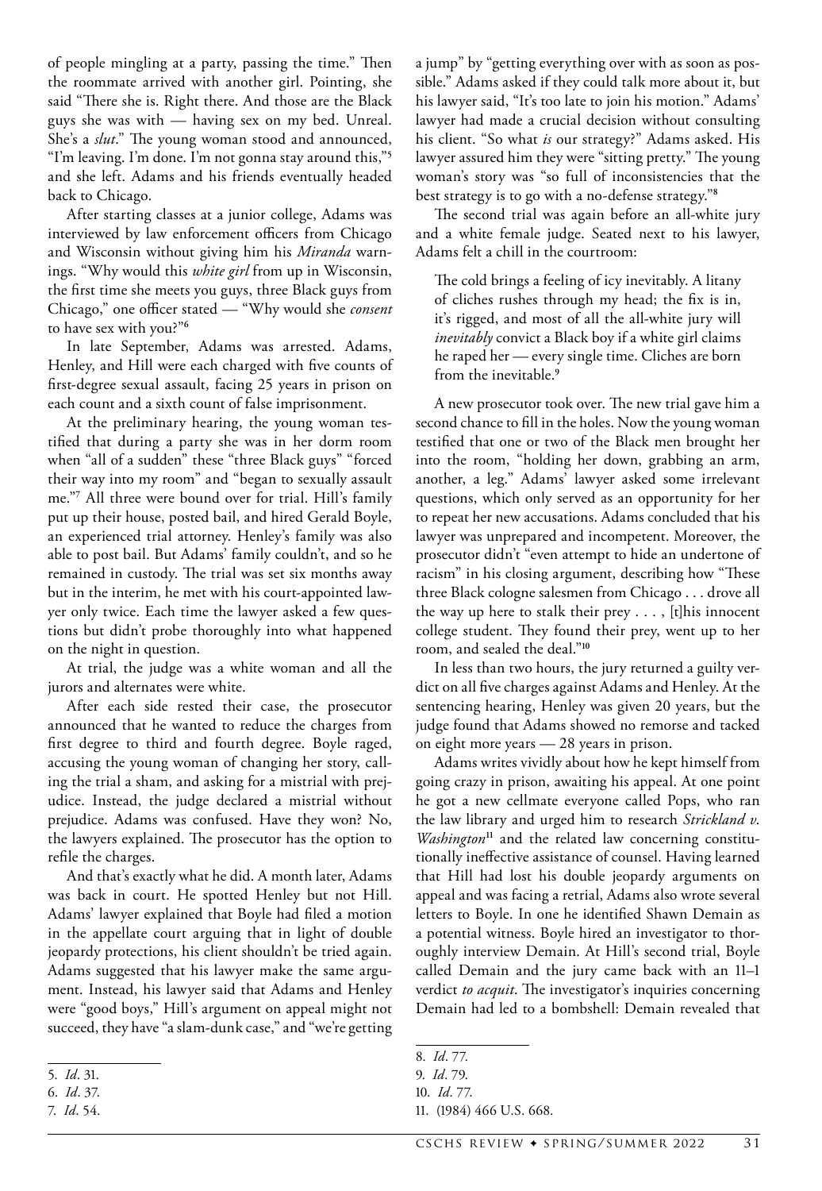of people mingling at a party, passing the time." Then the roommate arrived with another girl. Pointing, she said "There she is. Right there. And those are the Black guys she was with — having sex on my bed. Unreal. She's a *slut*." The young woman stood and announced, "I'm leaving. I'm done. I'm not gonna stay around this,"[5] and she left. Adams and his friends eventually headed back to Chicago.

After starting classes at a junior college, Adams was interviewed by law enforcement officers from Chicago and Wisconsin without giving him his *Miranda* warnings. "Why would this *white girl* from up in Wisconsin, the first time she meets you guys, three Black guys from Chicago," one officer stated — "Why would she *consent* to have sex with you?"[6]

In late September, Adams was arrested. Adams, Henley, and Hill were each charged with five counts of first-degree sexual assault, facing 25 years in prison on each count and a sixth count of false imprisonment.

At the preliminary hearing, the young woman testified that during a party she was in her dorm room when "all of a sudden" these "three Black guys" "forced their way into my room" and "began to sexually assault me."[7] All three were bound over for trial. Hill's family put up their house, posted bail, and hired Gerald Boyle, an experienced trial attorney. Henley's family was also able to post bail. But Adams' family couldn't, and so he remained in custody. The trial was set six months away but in the interim, he met with his court-appointed lawyer only twice. Each time the lawyer asked a few questions but didn't probe thoroughly into what happened on the night in question.

At trial, the judge was a white woman and all the jurors and alternates were white.

After each side rested their case, the prosecutor announced that he wanted to reduce the charges from first degree to third and fourth degree. Boyle raged, accusing the young woman of changing her story, calling the trial a sham, and asking for a mistrial with prejudice. Instead, the judge declared a mistrial without prejudice. Adams was confused. Have they won? No, the lawyers explained. The prosecutor has the option to refile the charges.

And that's exactly what he did. A month later, Adams was back in court. He spotted Henley but not Hill. Adams' lawyer explained that Boyle had filed a motion in the appellate court arguing that in light of double jeopardy protections, his client shouldn't be tried again. Adams suggested that his lawyer make the same argument. Instead, his lawyer said that Adams and Henley were "good boys," Hill's argument on appeal might not succeed, they have "a slam-dunk case," and "we're getting a jump" by "getting everything over with as soon as possible." Adams asked if they could talk more about it, but his lawyer said, "It's too late to join his motion." Adams' lawyer had made a crucial decision without consulting his client. "So what *is* our strategy?" Adams asked. His lawyer assured him they were "sitting pretty." The young woman's story was "so full of inconsistencies that the best strategy is to go with a no-defense strategy."[8]

The second trial was again before an all-white jury and a white female judge. Seated next to his lawyer, Adams felt a chill in the courtroom:

> The cold brings a feeling of icy inevitably. A litany of cliches rushes through my head; the fix is in, it's rigged, and most of all the all-white jury will *inevitably* convict a Black boy if a white girl claims he raped her — every single time. Cliches are born from the inevitable.[9]

A new prosecutor took over. The new trial gave him a second chance to fill in the holes. Now the young woman testified that one or two of the Black men brought her into the room, "holding her down, grabbing an arm, another, a leg." Adams' lawyer asked some irrelevant questions, which only served as an opportunity for her to repeat her new accusations. Adams concluded that his lawyer was unprepared and incompetent. Moreover, the prosecutor didn't "even attempt to hide an undertone of racism" in his closing argument, describing how "These three Black cologne salesmen from Chicago . . . drove all the way up here to stalk their prey . . . , [t]his innocent college student. They found their prey, went up to her room, and sealed the deal."[10]

In less than two hours, the jury returned a guilty verdict on all five charges against Adams and Henley. At the sentencing hearing, Henley was given 20 years, but the judge found that Adams showed no remorse and tacked on eight more years — 28 years in prison.

Adams writes vividly about how he kept himself from going crazy in prison, awaiting his appeal. At one point he got a new cellmate everyone called Pops, who ran the law library and urged him to research *Strickland v. Washington*[11] and the related law concerning constitutionally ineffective assistance of counsel. Having learned that Hill had lost his double jeopardy arguments on appeal and was facing a retrial, Adams also wrote several letters to Boyle. In one he identified Shawn Demain as a potential witness. Boyle hired an investigator to thoroughly interview Demain. At Hill's second trial, Boyle called Demain and the jury came back with an 11–1 verdict *to acquit*. The investigator's inquiries concerning Demain had led to a bombshell: Demain revealed that

---

5. *Id*. 31.
6. *Id*. 37.
7. *Id*. 54.
8. *Id*. 77.
9. *Id*. 79.
10. *Id*. 77.
11. (1984) 466 U.S. 668.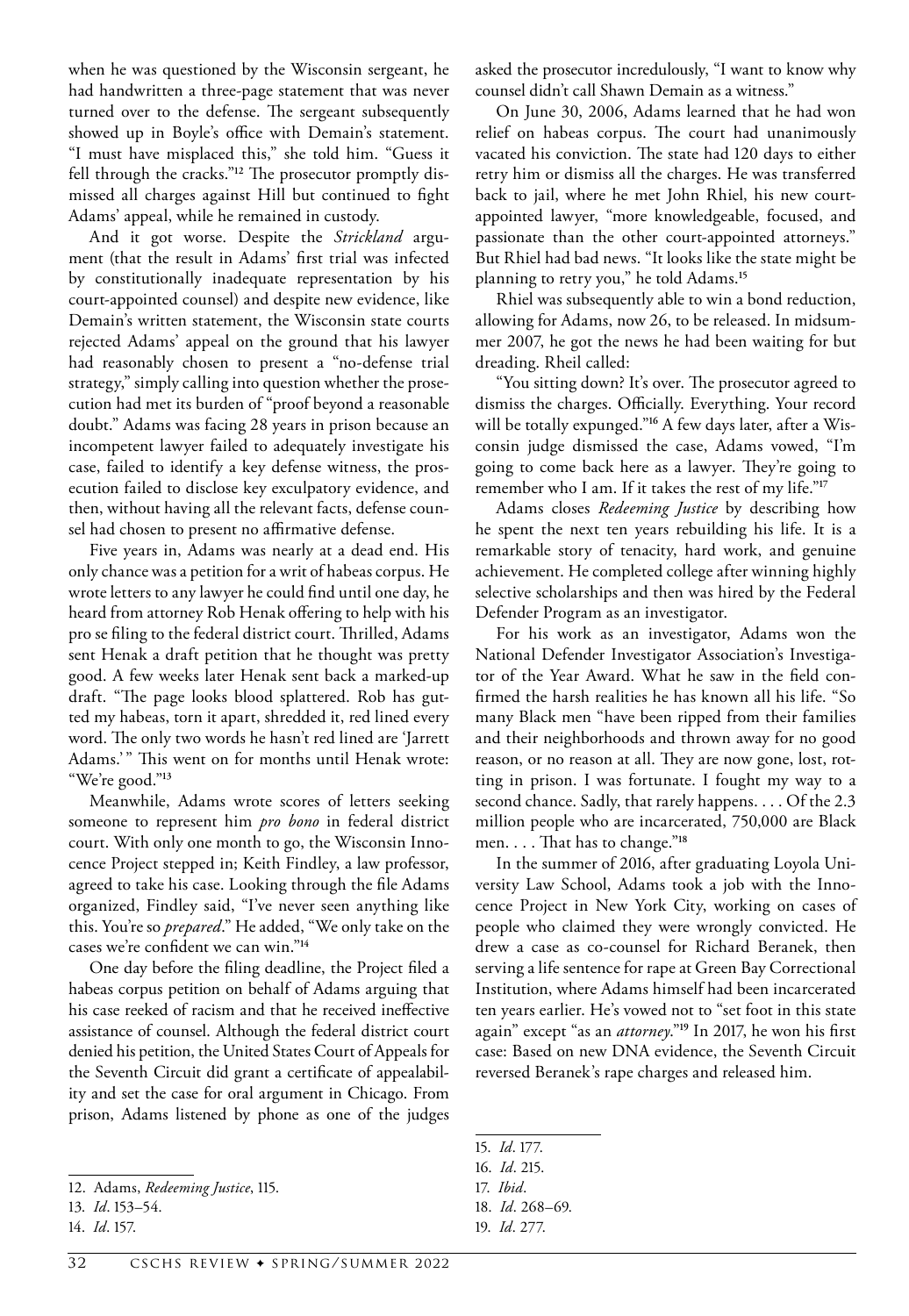when he was questioned by the Wisconsin sergeant, he had handwritten a three-page statement that was never turned over to the defense. The sergeant subsequently showed up in Boyle's office with Demain's statement. "I must have misplaced this," she told him. "Guess it fell through the cracks."[12] The prosecutor promptly dismissed all charges against Hill but continued to fight Adams' appeal, while he remained in custody.

And it got worse. Despite the *Strickland* argument (that the result in Adams' first trial was infected by constitutionally inadequate representation by his court-appointed counsel) and despite new evidence, like Demain's written statement, the Wisconsin state courts rejected Adams' appeal on the ground that his lawyer had reasonably chosen to present a "no-defense trial strategy," simply calling into question whether the prosecution had met its burden of "proof beyond a reasonable doubt." Adams was facing 28 years in prison because an incompetent lawyer failed to adequately investigate his case, failed to identify a key defense witness, the prosecution failed to disclose key exculpatory evidence, and then, without having all the relevant facts, defense counsel had chosen to present no affirmative defense.

Five years in, Adams was nearly at a dead end. His only chance was a petition for a writ of habeas corpus. He wrote letters to any lawyer he could find until one day, he heard from attorney Rob Henak offering to help with his pro se filing to the federal district court. Thrilled, Adams sent Henak a draft petition that he thought was pretty good. A few weeks later Henak sent back a marked-up draft. "The page looks blood splattered. Rob has gutted my habeas, torn it apart, shredded it, red lined every word. The only two words he hasn't red lined are 'Jarrett Adams.'" This went on for months until Henak wrote: "We're good."[13]

Meanwhile, Adams wrote scores of letters seeking someone to represent him *pro bono* in federal district court. With only one month to go, the Wisconsin Innocence Project stepped in; Keith Findley, a law professor, agreed to take his case. Looking through the file Adams organized, Findley said, "I've never seen anything like this. You're so *prepared*." He added, "We only take on the cases we're confident we can win."[14]

One day before the filing deadline, the Project filed a habeas corpus petition on behalf of Adams arguing that his case reeked of racism and that he received ineffective assistance of counsel. Although the federal district court denied his petition, the United States Court of Appeals for the Seventh Circuit did grant a certificate of appealability and set the case for oral argument in Chicago. From prison, Adams listened by phone as one of the judges asked the prosecutor incredulously, "I want to know why counsel didn't call Shawn Demain as a witness."

On June 30, 2006, Adams learned that he had won relief on habeas corpus. The court had unanimously vacated his conviction. The state had 120 days to either retry him or dismiss all the charges. He was transferred back to jail, where he met John Rhiel, his new court-appointed lawyer, "more knowledgeable, focused, and passionate than the other court-appointed attorneys." But Rhiel had bad news. "It looks like the state might be planning to retry you," he told Adams.[15]

Rhiel was subsequently able to win a bond reduction, allowing for Adams, now 26, to be released. In midsummer 2007, he got the news he had been waiting for but dreading. Rheil called:

"You sitting down? It's over. The prosecutor agreed to dismiss the charges. Officially. Everything. Your record will be totally expunged."[16] A few days later, after a Wisconsin judge dismissed the case, Adams vowed, "I'm going to come back here as a lawyer. They're going to remember who I am. If it takes the rest of my life."[17]

Adams closes *Redeeming Justice* by describing how he spent the next ten years rebuilding his life. It is a remarkable story of tenacity, hard work, and genuine achievement. He completed college after winning highly selective scholarships and then was hired by the Federal Defender Program as an investigator.

For his work as an investigator, Adams won the National Defender Investigator Association's Investigator of the Year Award. What he saw in the field confirmed the harsh realities he has known all his life. "So many Black men "have been ripped from their families and their neighborhoods and thrown away for no good reason, or no reason at all. They are now gone, lost, rotting in prison. I was fortunate. I fought my way to a second chance. Sadly, that rarely happens. . . . Of the 2.3 million people who are incarcerated, 750,000 are Black men. . . . That has to change."[18]

In the summer of 2016, after graduating Loyola University Law School, Adams took a job with the Innocence Project in New York City, working on cases of people who claimed they were wrongly convicted. He drew a case as co-counsel for Richard Beranek, then serving a life sentence for rape at Green Bay Correctional Institution, where Adams himself had been incarcerated ten years earlier. He's vowed not to "set foot in this state again" except "as an *attorney*."[19] In 2017, he won his first case: Based on new DNA evidence, the Seventh Circuit reversed Beranek's rape charges and released him.

---

12. Adams, *Redeeming Justice*, 115.
13. *Id*. 153–54.
14. *Id*. 157.
15. *Id*. 177.
16. *Id*. 215.
17. *Ibid*.
18. *Id*. 268–69.
19. *Id*. 277.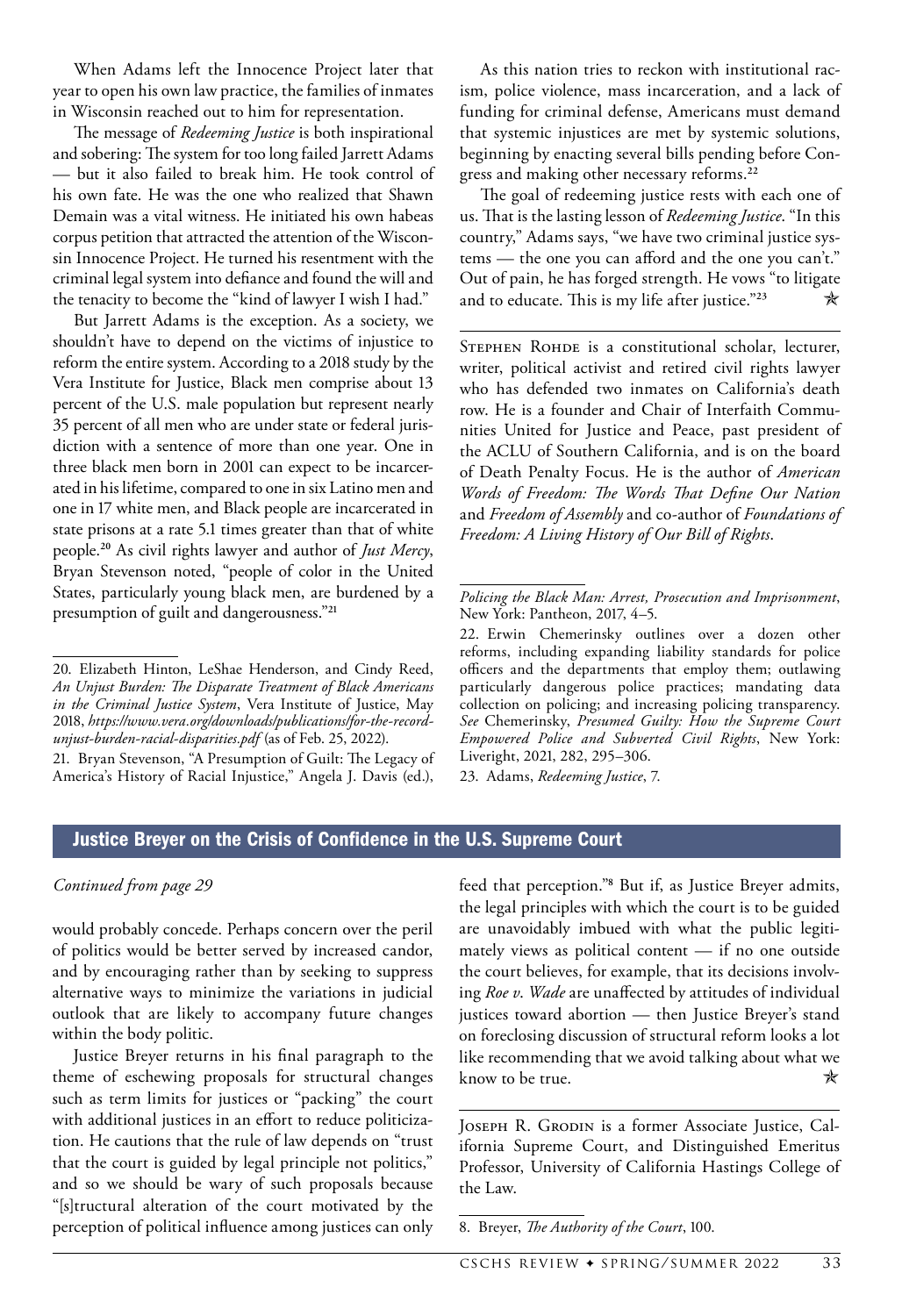When Adams left the Innocence Project later that year to open his own law practice, the families of inmates in Wisconsin reached out to him for representation.

The message of *Redeeming Justice* is both inspirational and sobering: The system for too long failed Jarrett Adams — but it also failed to break him. He took control of his own fate. He was the one who realized that Shawn Demain was a vital witness. He initiated his own habeas corpus petition that attracted the attention of the Wisconsin Innocence Project. He turned his resentment with the criminal legal system into defiance and found the will and the tenacity to become the "kind of lawyer I wish I had."

But Jarrett Adams is the exception. As a society, we shouldn't have to depend on the victims of injustice to reform the entire system. According to a 2018 study by the Vera Institute for Justice, Black men comprise about 13 percent of the U.S. male population but represent nearly 35 percent of all men who are under state or federal jurisdiction with a sentence of more than one year. One in three black men born in 2001 can expect to be incarcerated in his lifetime, compared to one in six Latino men and one in 17 white men, and Black people are incarcerated in state prisons at a rate 5.1 times greater than that of white people.[20] As civil rights lawyer and author of *Just Mercy*, Bryan Stevenson noted, "people of color in the United States, particularly young black men, are burdened by a presumption of guilt and dangerousness."[21]

As this nation tries to reckon with institutional racism, police violence, mass incarceration, and a lack of funding for criminal defense, Americans must demand that systemic injustices are met by systemic solutions, beginning by enacting several bills pending before Congress and making other necessary reforms.[22]

The goal of redeeming justice rests with each one of us. That is the lasting lesson of *Redeeming Justice*. "In this country," Adams says, "we have two criminal justice systems — the one you can afford and the one you can't." Out of pain, he has forged strength. He vows "to litigate and to educate. This is my life after justice."[23] ✯

Stephen Rohde is a constitutional scholar, lecturer, writer, political activist and retired civil rights lawyer who has defended two inmates on California's death row. He is a founder and Chair of Interfaith Communities United for Justice and Peace, past president of the ACLU of Southern California, and is on the board of Death Penalty Focus. He is the author of *American Words of Freedom: The Words That Define Our Nation* and *Freedom of Assembly* and co-author of *Foundations of Freedom: A Living History of Our Bill of Rights*.

20. Elizabeth Hinton, LeShae Henderson, and Cindy Reed, *An Unjust Burden: The Disparate Treatment of Black Americans in the Criminal Justice System*, Vera Institute of Justice, May 2018, *https://www.vera.org/downloads/publications/for-the-record-unjust-burden-racial-disparities.pdf* (as of Feb. 25, 2022).

21. Bryan Stevenson, "A Presumption of Guilt: The Legacy of America's History of Racial Injustice," Angela J. Davis (ed.), *Policing the Black Man: Arrest, Prosecution and Imprisonment*, New York: Pantheon, 2017, 4–5.

22. Erwin Chemerinsky outlines over a dozen other reforms, including expanding liability standards for police officers and the departments that employ them; outlawing particularly dangerous police practices; mandating data collection on policing; and increasing policing transparency. *See* Chemerinsky, *Presumed Guilty: How the Supreme Court Empowered Police and Subverted Civil Rights*, New York: Liveright, 2021, 282, 295–306.

23. Adams, *Redeeming Justice*, 7.

## Justice Breyer on the Crisis of Confidence in the U.S. Supreme Court

*Continued from page 29*

would probably concede. Perhaps concern over the peril of politics would be better served by increased candor, and by encouraging rather than by seeking to suppress alternative ways to minimize the variations in judicial outlook that are likely to accompany future changes within the body politic.

Justice Breyer returns in his final paragraph to the theme of eschewing proposals for structural changes such as term limits for justices or "packing" the court with additional justices in an effort to reduce politicization. He cautions that the rule of law depends on "trust that the court is guided by legal principle not politics," and so we should be wary of such proposals because "[s]tructural alteration of the court motivated by the perception of political influence among justices can only feed that perception."[8] But if, as Justice Breyer admits, the legal principles with which the court is to be guided are unavoidably imbued with what the public legitimately views as political content — if no one outside the court believes, for example, that its decisions involving *Roe v. Wade* are unaffected by attitudes of individual justices toward abortion — then Justice Breyer's stand on foreclosing discussion of structural reform looks a lot like recommending that we avoid talking about what we know to be true. ✯

Joseph R. Grodin is a former Associate Justice, California Supreme Court, and Distinguished Emeritus Professor, University of California Hastings College of the Law.

8. Breyer, *The Authority of the Court*, 100.